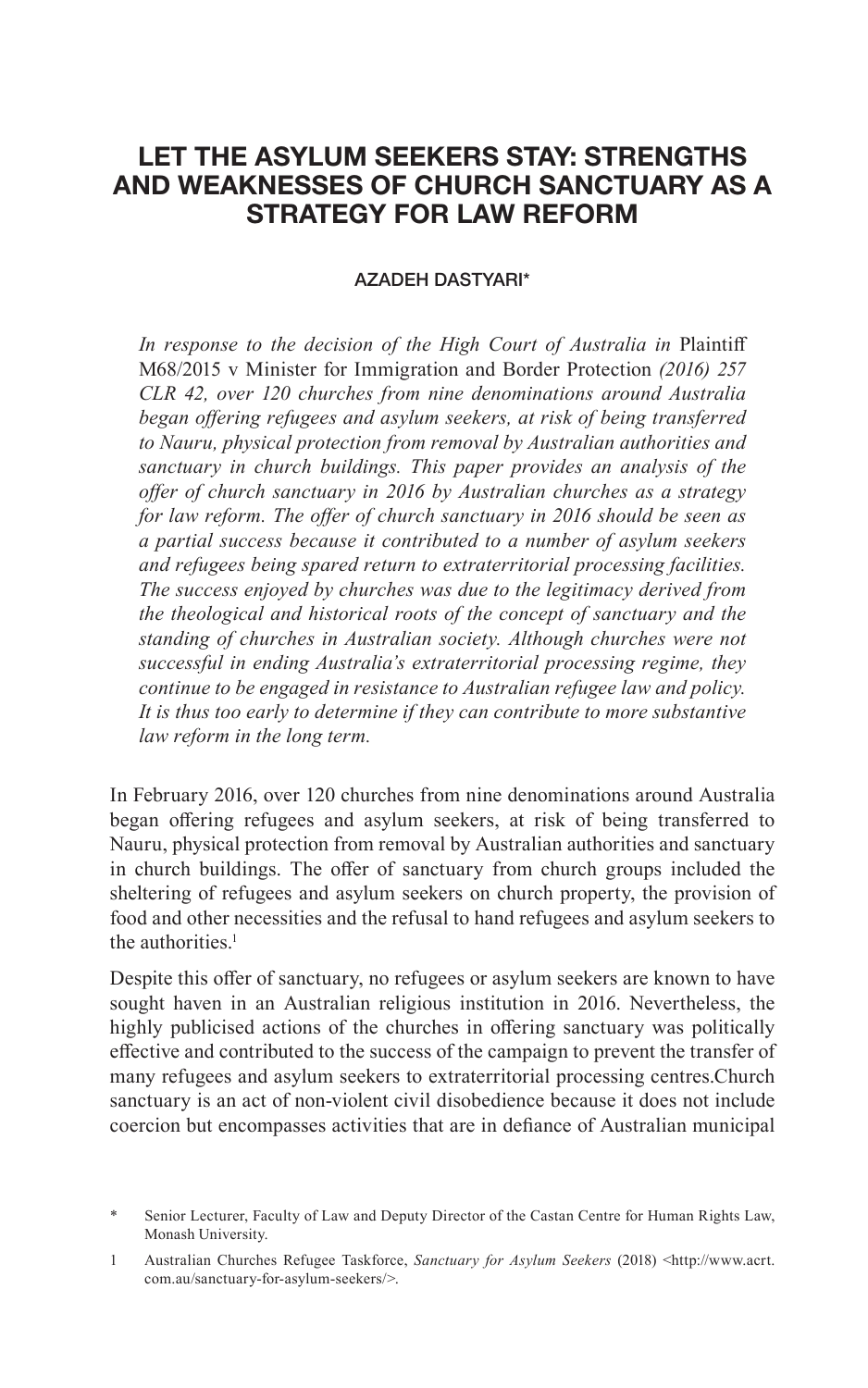# LET THE ASYLUM SEEKERS STAY: STRENGTHS AND WEAKNESSES OF CHURCH SANCTUARY AS A STRATEGY FOR LAW REFORM

AZADEH DASTYARI*

*In response to the decision of the High Court of Australia in* Plaintiff M68/2015 v Minister for Immigration and Border Protection *(2016) 257 CLR 42, over 120 churches from nine denominations around Australia began offering refugees and asylum seekers, at risk of being transferred to Nauru, physical protection from removal by Australian authorities and sanctuary in church buildings. This paper provides an analysis of the offer of church sanctuary in 2016 by Australian churches as a strategy for law reform. The offer of church sanctuary in 2016 should be seen as a partial success because it contributed to a number of asylum seekers and refugees being spared return to extraterritorial processing facilities. The success enjoyed by churches was due to the legitimacy derived from the theological and historical roots of the concept of sanctuary and the standing of churches in Australian society. Although churches were not successful in ending Australia's extraterritorial processing regime, they continue to be engaged in resistance to Australian refugee law and policy. It is thus too early to determine if they can contribute to more substantive law reform in the long term.*

In February 2016, over 120 churches from nine denominations around Australia began offering refugees and asylum seekers, at risk of being transferred to Nauru, physical protection from removal by Australian authorities and sanctuary in church buildings. The offer of sanctuary from church groups included the sheltering of refugees and asylum seekers on church property, the provision of food and other necessities and the refusal to hand refugees and asylum seekers to the authorities.[1]

Despite this offer of sanctuary, no refugees or asylum seekers are known to have sought haven in an Australian religious institution in 2016. Nevertheless, the highly publicised actions of the churches in offering sanctuary was politically effective and contributed to the success of the campaign to prevent the transfer of many refugees and asylum seekers to extraterritorial processing centres.Church sanctuary is an act of non-violent civil disobedience because it does not include coercion but encompasses activities that are in defiance of Australian municipal

---

\* Senior Lecturer, Faculty of Law and Deputy Director of the Castan Centre for Human Rights Law, Monash University.

1 Australian Churches Refugee Taskforce, *Sanctuary for Asylum Seekers* (2018) <http://www.acrt.com.au/sanctuary-for-asylum-seekers/>.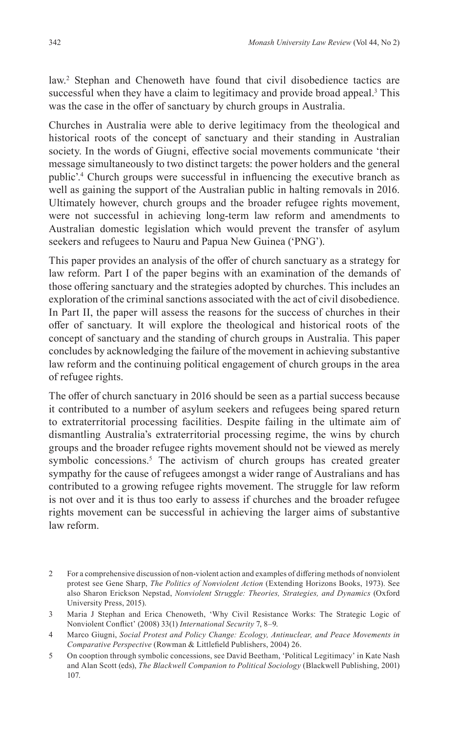law.[2] Stephan and Chenoweth have found that civil disobedience tactics are successful when they have a claim to legitimacy and provide broad appeal.[3] This was the case in the offer of sanctuary by church groups in Australia.

Churches in Australia were able to derive legitimacy from the theological and historical roots of the concept of sanctuary and their standing in Australian society. In the words of Giugni, effective social movements communicate 'their message simultaneously to two distinct targets: the power holders and the general public'.[4] Church groups were successful in influencing the executive branch as well as gaining the support of the Australian public in halting removals in 2016. Ultimately however, church groups and the broader refugee rights movement, were not successful in achieving long-term law reform and amendments to Australian domestic legislation which would prevent the transfer of asylum seekers and refugees to Nauru and Papua New Guinea ('PNG').

This paper provides an analysis of the offer of church sanctuary as a strategy for law reform. Part I of the paper begins with an examination of the demands of those offering sanctuary and the strategies adopted by churches. This includes an exploration of the criminal sanctions associated with the act of civil disobedience. In Part II, the paper will assess the reasons for the success of churches in their offer of sanctuary. It will explore the theological and historical roots of the concept of sanctuary and the standing of church groups in Australia. This paper concludes by acknowledging the failure of the movement in achieving substantive law reform and the continuing political engagement of church groups in the area of refugee rights.

The offer of church sanctuary in 2016 should be seen as a partial success because it contributed to a number of asylum seekers and refugees being spared return to extraterritorial processing facilities. Despite failing in the ultimate aim of dismantling Australia's extraterritorial processing regime, the wins by church groups and the broader refugee rights movement should not be viewed as merely symbolic concessions.[5] The activism of church groups has created greater sympathy for the cause of refugees amongst a wider range of Australians and has contributed to a growing refugee rights movement. The struggle for law reform is not over and it is thus too early to assess if churches and the broader refugee rights movement can be successful in achieving the larger aims of substantive law reform.

---

2 For a comprehensive discussion of non-violent action and examples of differing methods of nonviolent protest see Gene Sharp, *The Politics of Nonviolent Action* (Extending Horizons Books, 1973). See also Sharon Erickson Nepstad, *Nonviolent Struggle: Theories, Strategies, and Dynamics* (Oxford University Press, 2015).

3 Maria J Stephan and Erica Chenoweth, 'Why Civil Resistance Works: The Strategic Logic of Nonviolent Conflict' (2008) 33(1) *International Security* 7, 8–9.

4 Marco Giugni, *Social Protest and Policy Change: Ecology, Antinuclear, and Peace Movements in Comparative Perspective* (Rowman & Littlefield Publishers, 2004) 26.

5 On cooption through symbolic concessions, see David Beetham, 'Political Legitimacy' in Kate Nash and Alan Scott (eds), *The Blackwell Companion to Political Sociology* (Blackwell Publishing, 2001) 107.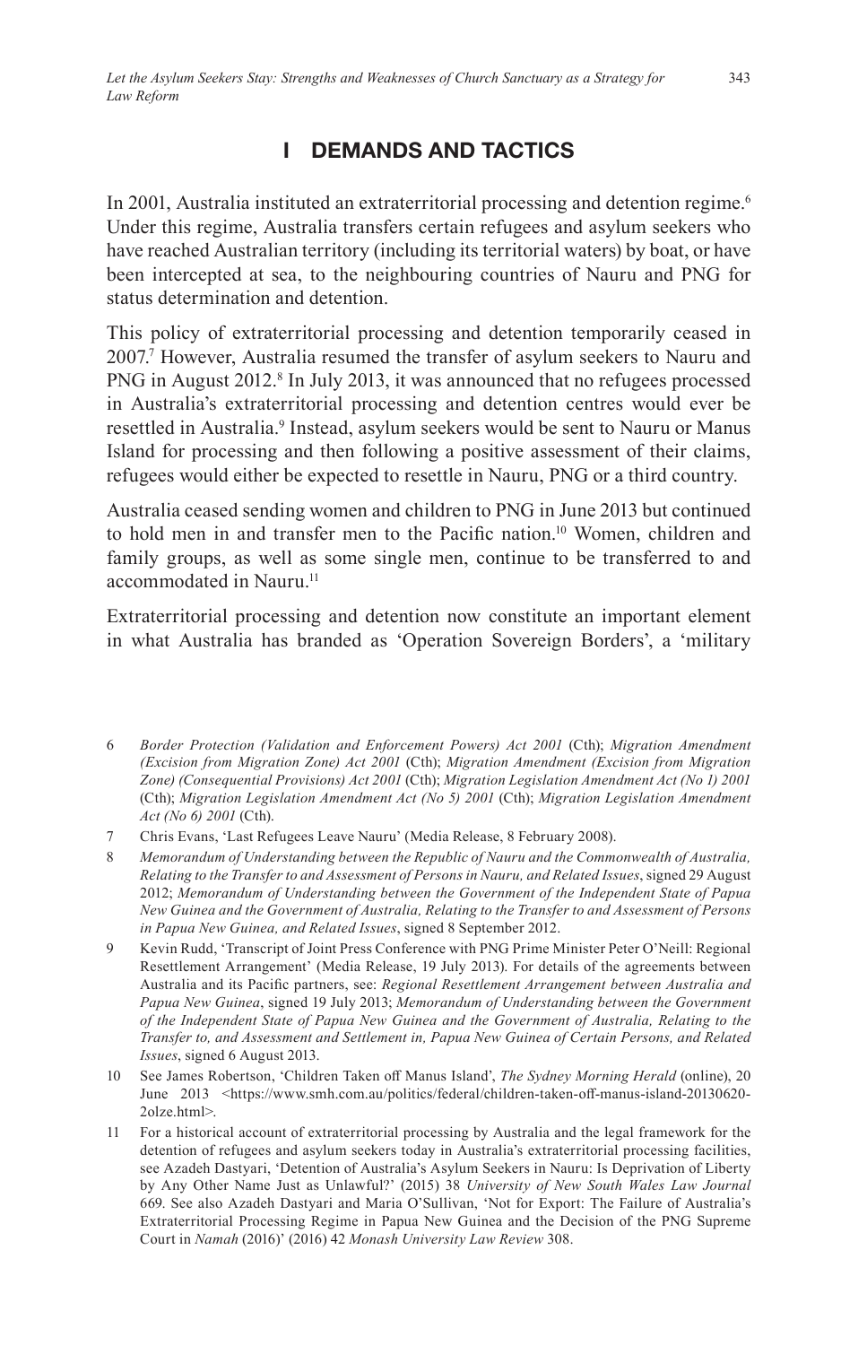## I DEMANDS AND TACTICS

In 2001, Australia instituted an extraterritorial processing and detention regime.[6] Under this regime, Australia transfers certain refugees and asylum seekers who have reached Australian territory (including its territorial waters) by boat, or have been intercepted at sea, to the neighbouring countries of Nauru and PNG for status determination and detention.

This policy of extraterritorial processing and detention temporarily ceased in 2007.[7] However, Australia resumed the transfer of asylum seekers to Nauru and PNG in August 2012.[8] In July 2013, it was announced that no refugees processed in Australia's extraterritorial processing and detention centres would ever be resettled in Australia.[9] Instead, asylum seekers would be sent to Nauru or Manus Island for processing and then following a positive assessment of their claims, refugees would either be expected to resettle in Nauru, PNG or a third country.

Australia ceased sending women and children to PNG in June 2013 but continued to hold men in and transfer men to the Pacific nation.[10] Women, children and family groups, as well as some single men, continue to be transferred to and accommodated in Nauru.[11]

Extraterritorial processing and detention now constitute an important element in what Australia has branded as 'Operation Sovereign Borders', a 'military

---

6 *Border Protection (Validation and Enforcement Powers) Act 2001* (Cth); *Migration Amendment (Excision from Migration Zone) Act 2001* (Cth); *Migration Amendment (Excision from Migration Zone) (Consequential Provisions) Act 2001* (Cth); *Migration Legislation Amendment Act (No 1) 2001* (Cth); *Migration Legislation Amendment Act (No 5) 2001* (Cth); *Migration Legislation Amendment Act (No 6) 2001* (Cth).

7 Chris Evans, 'Last Refugees Leave Nauru' (Media Release, 8 February 2008).

8 *Memorandum of Understanding between the Republic of Nauru and the Commonwealth of Australia, Relating to the Transfer to and Assessment of Persons in Nauru, and Related Issues*, signed 29 August 2012; *Memorandum of Understanding between the Government of the Independent State of Papua New Guinea and the Government of Australia, Relating to the Transfer to and Assessment of Persons in Papua New Guinea, and Related Issues*, signed 8 September 2012.

9 Kevin Rudd, 'Transcript of Joint Press Conference with PNG Prime Minister Peter O'Neill: Regional Resettlement Arrangement' (Media Release, 19 July 2013). For details of the agreements between Australia and its Pacific partners, see: *Regional Resettlement Arrangement between Australia and Papua New Guinea*, signed 19 July 2013; *Memorandum of Understanding between the Government of the Independent State of Papua New Guinea and the Government of Australia, Relating to the Transfer to, and Assessment and Settlement in, Papua New Guinea of Certain Persons, and Related Issues*, signed 6 August 2013.

10 See James Robertson, 'Children Taken off Manus Island', *The Sydney Morning Herald* (online), 20 June 2013 <https://www.smh.com.au/politics/federal/children-taken-off-manus-island-20130620-2olze.html>.

11 For a historical account of extraterritorial processing by Australia and the legal framework for the detention of refugees and asylum seekers today in Australia's extraterritorial processing facilities, see Azadeh Dastyari, 'Detention of Australia's Asylum Seekers in Nauru: Is Deprivation of Liberty by Any Other Name Just as Unlawful?' (2015) 38 *University of New South Wales Law Journal* 669. See also Azadeh Dastyari and Maria O'Sullivan, 'Not for Export: The Failure of Australia's Extraterritorial Processing Regime in Papua New Guinea and the Decision of the PNG Supreme Court in *Namah* (2016)' (2016) 42 *Monash University Law Review* 308.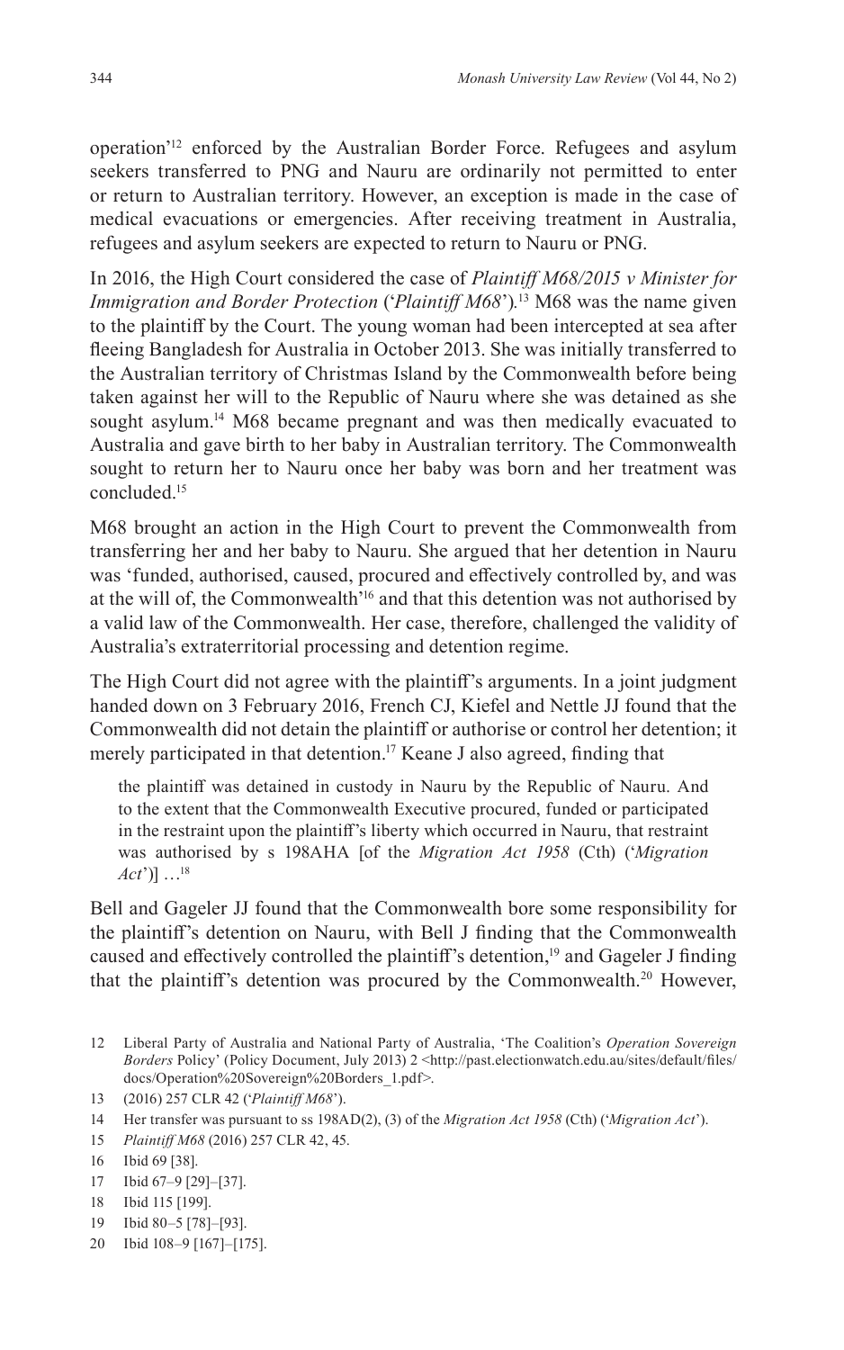operation'[12] enforced by the Australian Border Force. Refugees and asylum seekers transferred to PNG and Nauru are ordinarily not permitted to enter or return to Australian territory. However, an exception is made in the case of medical evacuations or emergencies. After receiving treatment in Australia, refugees and asylum seekers are expected to return to Nauru or PNG.

In 2016, the High Court considered the case of *Plaintiff M68/2015 v Minister for Immigration and Border Protection* ('*Plaintiff M68*').[13] M68 was the name given to the plaintiff by the Court. The young woman had been intercepted at sea after fleeing Bangladesh for Australia in October 2013. She was initially transferred to the Australian territory of Christmas Island by the Commonwealth before being taken against her will to the Republic of Nauru where she was detained as she sought asylum.[14] M68 became pregnant and was then medically evacuated to Australia and gave birth to her baby in Australian territory. The Commonwealth sought to return her to Nauru once her baby was born and her treatment was concluded.[15]

M68 brought an action in the High Court to prevent the Commonwealth from transferring her and her baby to Nauru. She argued that her detention in Nauru was 'funded, authorised, caused, procured and effectively controlled by, and was at the will of, the Commonwealth'[16] and that this detention was not authorised by a valid law of the Commonwealth. Her case, therefore, challenged the validity of Australia's extraterritorial processing and detention regime.

The High Court did not agree with the plaintiff's arguments. In a joint judgment handed down on 3 February 2016, French CJ, Kiefel and Nettle JJ found that the Commonwealth did not detain the plaintiff or authorise or control her detention; it merely participated in that detention.[17] Keane J also agreed, finding that

> the plaintiff was detained in custody in Nauru by the Republic of Nauru. And to the extent that the Commonwealth Executive procured, funded or participated in the restraint upon the plaintiff's liberty which occurred in Nauru, that restraint was authorised by s 198AHA [of the *Migration Act 1958* (Cth) ('*Migration Act*')] …[18]

Bell and Gageler JJ found that the Commonwealth bore some responsibility for the plaintiff's detention on Nauru, with Bell J finding that the Commonwealth caused and effectively controlled the plaintiff's detention,[19] and Gageler J finding that the plaintiff's detention was procured by the Commonwealth.[20] However,

12 Liberal Party of Australia and National Party of Australia, 'The Coalition's *Operation Sovereign Borders* Policy' (Policy Document, July 2013) 2 <http://past.electionwatch.edu.au/sites/default/files/docs/Operation%20Sovereign%20Borders_1.pdf>.

13 (2016) 257 CLR 42 ('*Plaintiff M68*').

14 Her transfer was pursuant to ss 198AD(2), (3) of the *Migration Act 1958* (Cth) ('*Migration Act*').

15 *Plaintiff M68* (2016) 257 CLR 42, 45.

16 Ibid 69 [38].

17 Ibid 67–9 [29]–[37].

18 Ibid 115 [199].

19 Ibid 80–5 [78]–[93].

20 Ibid 108–9 [167]–[175].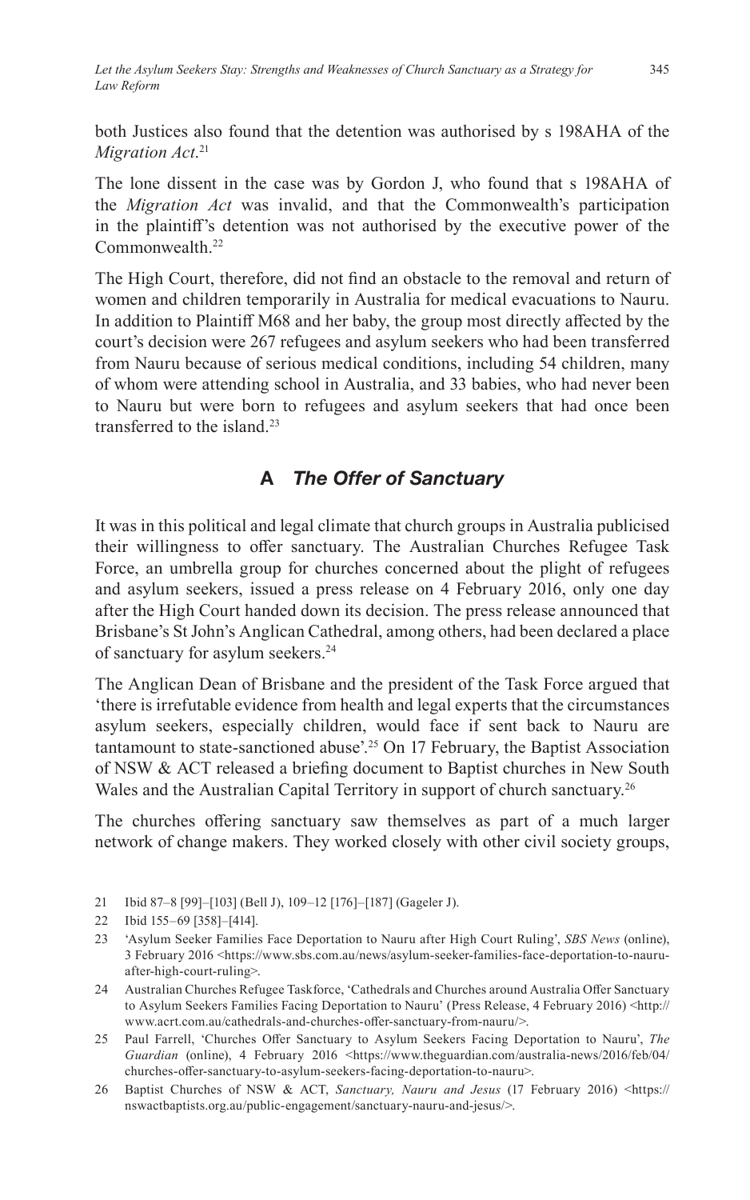both Justices also found that the detention was authorised by s 198AHA of the *Migration Act*.[21]

The lone dissent in the case was by Gordon J, who found that s 198AHA of the *Migration Act* was invalid, and that the Commonwealth's participation in the plaintiff's detention was not authorised by the executive power of the Commonwealth.[22]

The High Court, therefore, did not find an obstacle to the removal and return of women and children temporarily in Australia for medical evacuations to Nauru. In addition to Plaintiff M68 and her baby, the group most directly affected by the court's decision were 267 refugees and asylum seekers who had been transferred from Nauru because of serious medical conditions, including 54 children, many of whom were attending school in Australia, and 33 babies, who had never been to Nauru but were born to refugees and asylum seekers that had once been transferred to the island.[23]

## A *The Offer of Sanctuary*

It was in this political and legal climate that church groups in Australia publicised their willingness to offer sanctuary. The Australian Churches Refugee Task Force, an umbrella group for churches concerned about the plight of refugees and asylum seekers, issued a press release on 4 February 2016, only one day after the High Court handed down its decision. The press release announced that Brisbane's St John's Anglican Cathedral, among others, had been declared a place of sanctuary for asylum seekers.[24]

The Anglican Dean of Brisbane and the president of the Task Force argued that 'there is irrefutable evidence from health and legal experts that the circumstances asylum seekers, especially children, would face if sent back to Nauru are tantamount to state-sanctioned abuse'.[25] On 17 February, the Baptist Association of NSW & ACT released a briefing document to Baptist churches in New South Wales and the Australian Capital Territory in support of church sanctuary.[26]

The churches offering sanctuary saw themselves as part of a much larger network of change makers. They worked closely with other civil society groups,

---

21 Ibid 87–8 [99]–[103] (Bell J), 109–12 [176]–[187] (Gageler J).

22 Ibid 155–69 [358]–[414].

23 'Asylum Seeker Families Face Deportation to Nauru after High Court Ruling', *SBS News* (online), 3 February 2016 <https://www.sbs.com.au/news/asylum-seeker-families-face-deportation-to-nauru-after-high-court-ruling>.

24 Australian Churches Refugee Taskforce, 'Cathedrals and Churches around Australia Offer Sanctuary to Asylum Seekers Families Facing Deportation to Nauru' (Press Release, 4 February 2016) <http://www.acrt.com.au/cathedrals-and-churches-offer-sanctuary-from-nauru/>.

25 Paul Farrell, 'Churches Offer Sanctuary to Asylum Seekers Facing Deportation to Nauru', *The Guardian* (online), 4 February 2016 <https://www.theguardian.com/australia-news/2016/feb/04/churches-offer-sanctuary-to-asylum-seekers-facing-deportation-to-nauru>.

26 Baptist Churches of NSW & ACT, *Sanctuary, Nauru and Jesus* (17 February 2016) <https://nswactbaptists.org.au/public-engagement/sanctuary-nauru-and-jesus/>.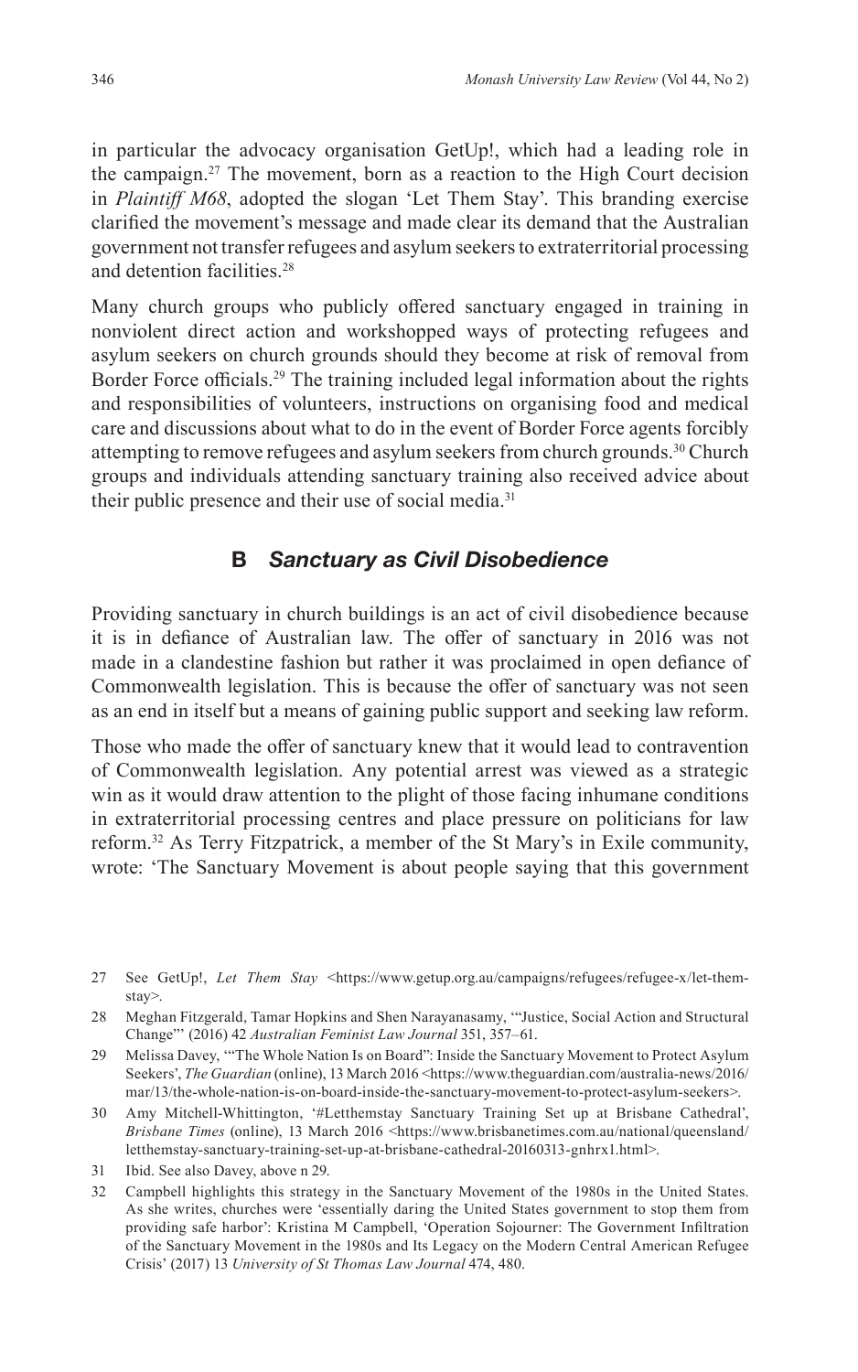in particular the advocacy organisation GetUp!, which had a leading role in the campaign.[27] The movement, born as a reaction to the High Court decision in *Plaintiff M68*, adopted the slogan 'Let Them Stay'. This branding exercise clarified the movement's message and made clear its demand that the Australian government not transfer refugees and asylum seekers to extraterritorial processing and detention facilities.[28]

Many church groups who publicly offered sanctuary engaged in training in nonviolent direct action and workshopped ways of protecting refugees and asylum seekers on church grounds should they become at risk of removal from Border Force officials.[29] The training included legal information about the rights and responsibilities of volunteers, instructions on organising food and medical care and discussions about what to do in the event of Border Force agents forcibly attempting to remove refugees and asylum seekers from church grounds.[30] Church groups and individuals attending sanctuary training also received advice about their public presence and their use of social media.[31]

### B *Sanctuary as Civil Disobedience*

Providing sanctuary in church buildings is an act of civil disobedience because it is in defiance of Australian law. The offer of sanctuary in 2016 was not made in a clandestine fashion but rather it was proclaimed in open defiance of Commonwealth legislation. This is because the offer of sanctuary was not seen as an end in itself but a means of gaining public support and seeking law reform.

Those who made the offer of sanctuary knew that it would lead to contravention of Commonwealth legislation. Any potential arrest was viewed as a strategic win as it would draw attention to the plight of those facing inhumane conditions in extraterritorial processing centres and place pressure on politicians for law reform.[32] As Terry Fitzpatrick, a member of the St Mary's in Exile community, wrote: 'The Sanctuary Movement is about people saying that this government

---

27 See GetUp!, *Let Them Stay* <https://www.getup.org.au/campaigns/refugees/refugee-x/let-them-stay>.

28 Meghan Fitzgerald, Tamar Hopkins and Shen Narayanasamy, '"Justice, Social Action and Structural Change"' (2016) 42 *Australian Feminist Law Journal* 351, 357–61.

29 Melissa Davey, '"The Whole Nation Is on Board": Inside the Sanctuary Movement to Protect Asylum Seekers', *The Guardian* (online), 13 March 2016 <https://www.theguardian.com/australia-news/2016/mar/13/the-whole-nation-is-on-board-inside-the-sanctuary-movement-to-protect-asylum-seekers>.

30 Amy Mitchell-Whittington, '#Letthemstay Sanctuary Training Set up at Brisbane Cathedral', *Brisbane Times* (online), 13 March 2016 <https://www.brisbanetimes.com.au/national/queensland/letthemstay-sanctuary-training-set-up-at-brisbane-cathedral-20160313-gnhrx1.html>.

31 Ibid. See also Davey, above n 29.

32 Campbell highlights this strategy in the Sanctuary Movement of the 1980s in the United States. As she writes, churches were 'essentially daring the United States government to stop them from providing safe harbor': Kristina M Campbell, 'Operation Sojourner: The Government Infiltration of the Sanctuary Movement in the 1980s and Its Legacy on the Modern Central American Refugee Crisis' (2017) 13 *University of St Thomas Law Journal* 474, 480.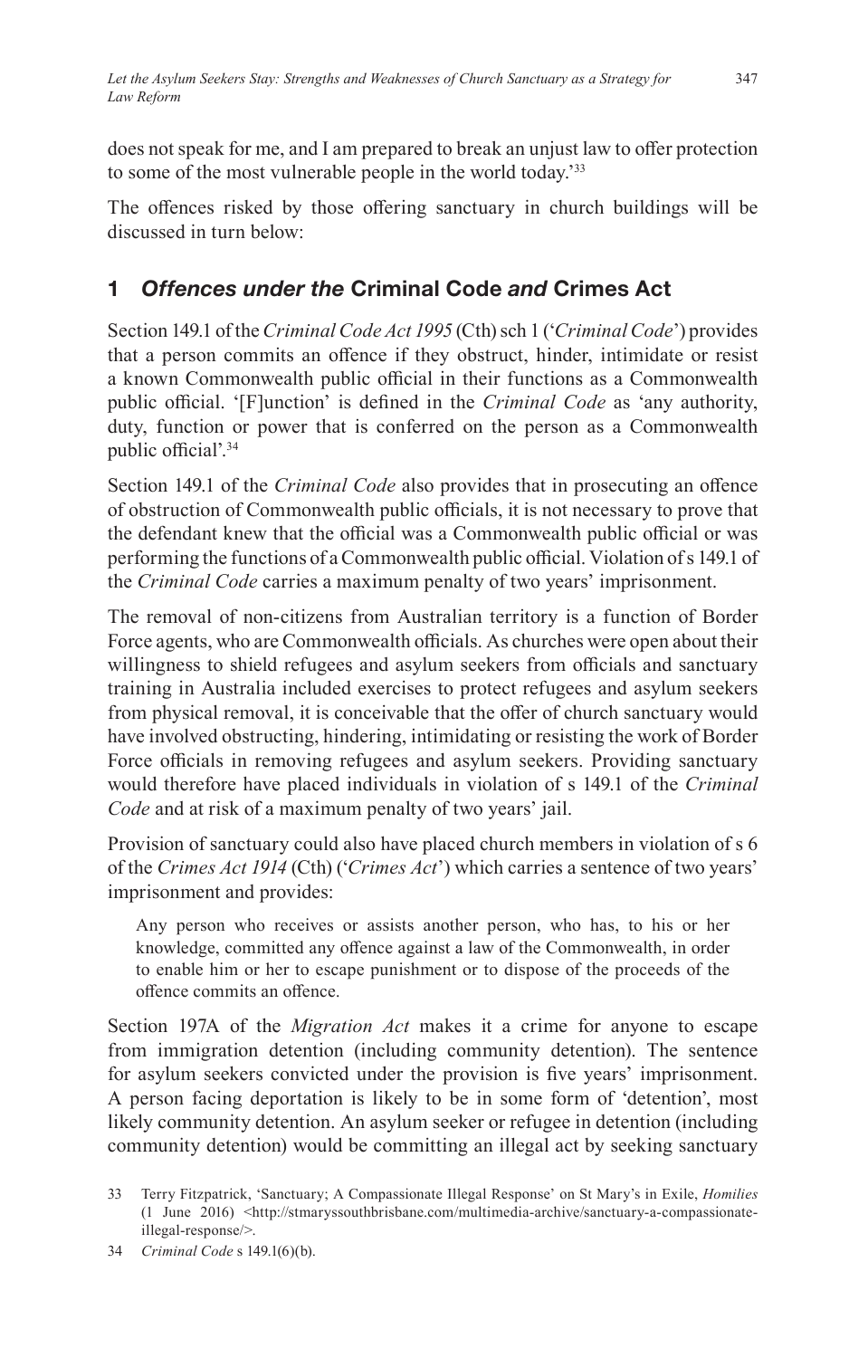does not speak for me, and I am prepared to break an unjust law to offer protection to some of the most vulnerable people in the world today.'[33]

The offences risked by those offering sanctuary in church buildings will be discussed in turn below:

## 1 *Offences under the* Criminal Code *and* Crimes Act

Section 149.1 of the *Criminal Code Act 1995* (Cth) sch 1 ('*Criminal Code*') provides that a person commits an offence if they obstruct, hinder, intimidate or resist a known Commonwealth public official in their functions as a Commonwealth public official. '[F]unction' is defined in the *Criminal Code* as 'any authority, duty, function or power that is conferred on the person as a Commonwealth public official'.[34]

Section 149.1 of the *Criminal Code* also provides that in prosecuting an offence of obstruction of Commonwealth public officials, it is not necessary to prove that the defendant knew that the official was a Commonwealth public official or was performing the functions of a Commonwealth public official. Violation of s 149.1 of the *Criminal Code* carries a maximum penalty of two years' imprisonment.

The removal of non-citizens from Australian territory is a function of Border Force agents, who are Commonwealth officials. As churches were open about their willingness to shield refugees and asylum seekers from officials and sanctuary training in Australia included exercises to protect refugees and asylum seekers from physical removal, it is conceivable that the offer of church sanctuary would have involved obstructing, hindering, intimidating or resisting the work of Border Force officials in removing refugees and asylum seekers. Providing sanctuary would therefore have placed individuals in violation of s 149.1 of the *Criminal Code* and at risk of a maximum penalty of two years' jail.

Provision of sanctuary could also have placed church members in violation of s 6 of the *Crimes Act 1914* (Cth) ('*Crimes Act*') which carries a sentence of two years' imprisonment and provides:

> Any person who receives or assists another person, who has, to his or her knowledge, committed any offence against a law of the Commonwealth, in order to enable him or her to escape punishment or to dispose of the proceeds of the offence commits an offence.

Section 197A of the *Migration Act* makes it a crime for anyone to escape from immigration detention (including community detention). The sentence for asylum seekers convicted under the provision is five years' imprisonment. A person facing deportation is likely to be in some form of 'detention', most likely community detention. An asylum seeker or refugee in detention (including community detention) would be committing an illegal act by seeking sanctuary

---

33 Terry Fitzpatrick, 'Sanctuary; A Compassionate Illegal Response' on St Mary's in Exile, *Homilies* (1 June 2016) <http://stmaryssouthbrisbane.com/multimedia-archive/sanctuary-a-compassionate-illegal-response/>.

34 *Criminal Code* s 149.1(6)(b).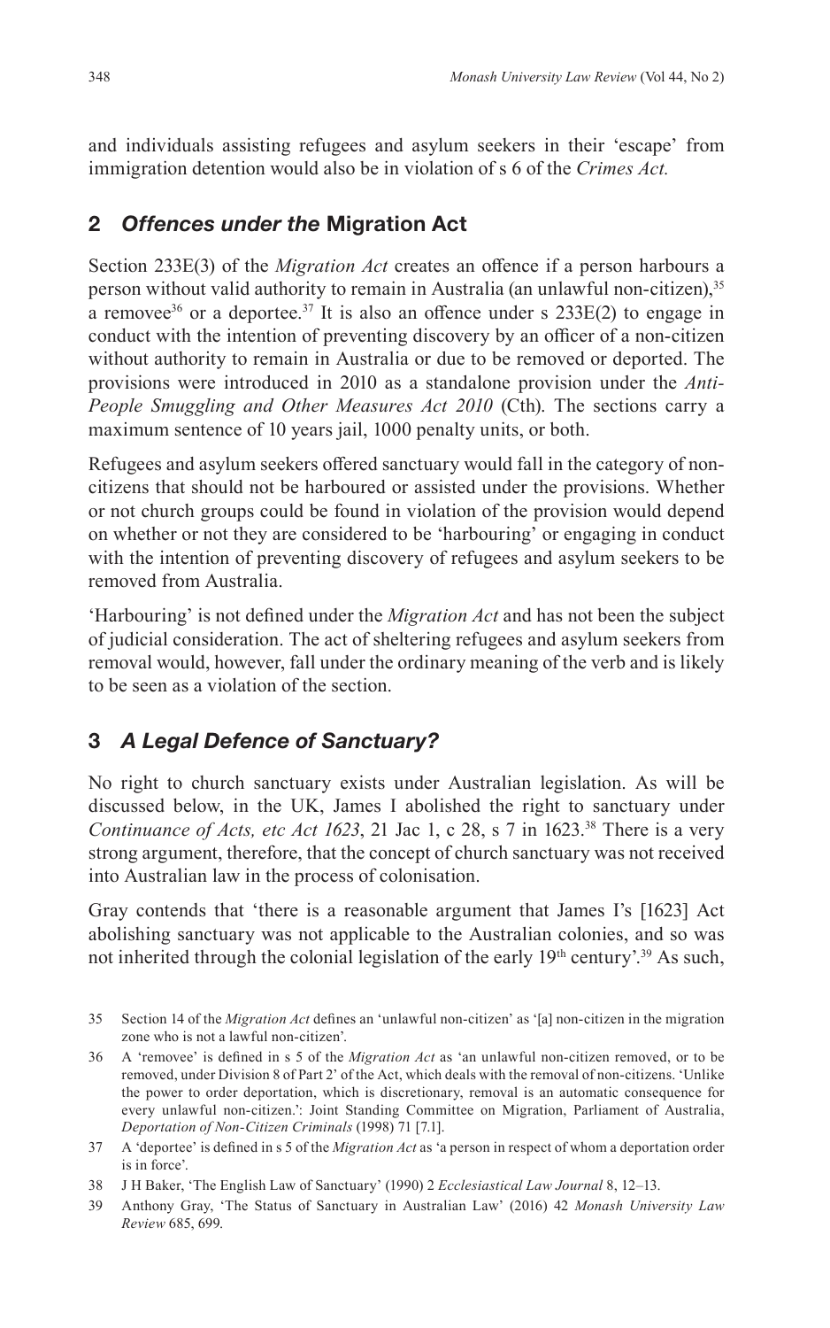and individuals assisting refugees and asylum seekers in their 'escape' from immigration detention would also be in violation of s 6 of the *Crimes Act.*

## 2 *Offences under the* Migration Act

Section 233E(3) of the *Migration Act* creates an offence if a person harbours a person without valid authority to remain in Australia (an unlawful non-citizen),[35] a removee[36] or a deportee.[37] It is also an offence under s 233E(2) to engage in conduct with the intention of preventing discovery by an officer of a non-citizen without authority to remain in Australia or due to be removed or deported. The provisions were introduced in 2010 as a standalone provision under the *Anti-People Smuggling and Other Measures Act 2010* (Cth). The sections carry a maximum sentence of 10 years jail, 1000 penalty units, or both.

Refugees and asylum seekers offered sanctuary would fall in the category of non-citizens that should not be harboured or assisted under the provisions. Whether or not church groups could be found in violation of the provision would depend on whether or not they are considered to be 'harbouring' or engaging in conduct with the intention of preventing discovery of refugees and asylum seekers to be removed from Australia.

'Harbouring' is not defined under the *Migration Act* and has not been the subject of judicial consideration. The act of sheltering refugees and asylum seekers from removal would, however, fall under the ordinary meaning of the verb and is likely to be seen as a violation of the section.

## 3 *A Legal Defence of Sanctuary?*

No right to church sanctuary exists under Australian legislation. As will be discussed below, in the UK, James I abolished the right to sanctuary under *Continuance of Acts, etc Act 1623*, 21 Jac 1, c 28, s 7 in 1623.[38] There is a very strong argument, therefore, that the concept of church sanctuary was not received into Australian law in the process of colonisation.

Gray contends that 'there is a reasonable argument that James I's [1623] Act abolishing sanctuary was not applicable to the Australian colonies, and so was not inherited through the colonial legislation of the early 19th century'.[39] As such,

35 Section 14 of the *Migration Act* defines an 'unlawful non-citizen' as '[a] non-citizen in the migration zone who is not a lawful non-citizen'.

36 A 'removee' is defined in s 5 of the *Migration Act* as 'an unlawful non-citizen removed, or to be removed, under Division 8 of Part 2' of the Act, which deals with the removal of non-citizens. 'Unlike the power to order deportation, which is discretionary, removal is an automatic consequence for every unlawful non-citizen.': Joint Standing Committee on Migration, Parliament of Australia, *Deportation of Non-Citizen Criminals* (1998) 71 [7.1].

37 A 'deportee' is defined in s 5 of the *Migration Act* as 'a person in respect of whom a deportation order is in force'.

38 J H Baker, 'The English Law of Sanctuary' (1990) 2 *Ecclesiastical Law Journal* 8, 12–13.

39 Anthony Gray, 'The Status of Sanctuary in Australian Law' (2016) 42 *Monash University Law Review* 685, 699.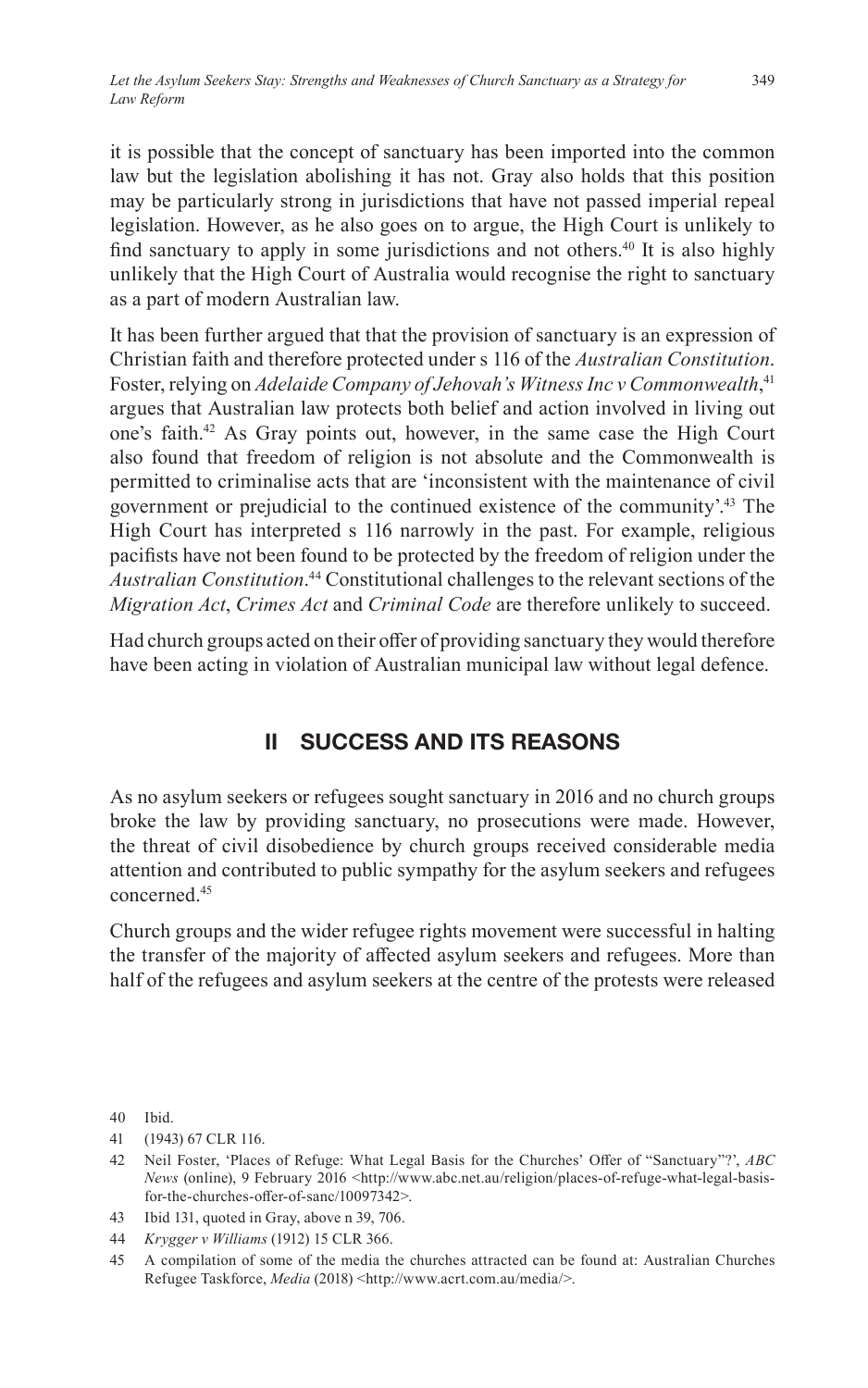it is possible that the concept of sanctuary has been imported into the common law but the legislation abolishing it has not. Gray also holds that this position may be particularly strong in jurisdictions that have not passed imperial repeal legislation. However, as he also goes on to argue, the High Court is unlikely to find sanctuary to apply in some jurisdictions and not others.[40] It is also highly unlikely that the High Court of Australia would recognise the right to sanctuary as a part of modern Australian law.

It has been further argued that that the provision of sanctuary is an expression of Christian faith and therefore protected under s 116 of the *Australian Constitution*. Foster, relying on *Adelaide Company of Jehovah's Witness Inc v Commonwealth*,[41] argues that Australian law protects both belief and action involved in living out one's faith.[42] As Gray points out, however, in the same case the High Court also found that freedom of religion is not absolute and the Commonwealth is permitted to criminalise acts that are 'inconsistent with the maintenance of civil government or prejudicial to the continued existence of the community'.[43] The High Court has interpreted s 116 narrowly in the past. For example, religious pacifists have not been found to be protected by the freedom of religion under the *Australian Constitution*.[44] Constitutional challenges to the relevant sections of the *Migration Act*, *Crimes Act* and *Criminal Code* are therefore unlikely to succeed.

Had church groups acted on their offer of providing sanctuary they would therefore have been acting in violation of Australian municipal law without legal defence.

## II SUCCESS AND ITS REASONS

As no asylum seekers or refugees sought sanctuary in 2016 and no church groups broke the law by providing sanctuary, no prosecutions were made. However, the threat of civil disobedience by church groups received considerable media attention and contributed to public sympathy for the asylum seekers and refugees concerned.[45]

Church groups and the wider refugee rights movement were successful in halting the transfer of the majority of affected asylum seekers and refugees. More than half of the refugees and asylum seekers at the centre of the protests were released

---

40 Ibid.

41 (1943) 67 CLR 116.

42 Neil Foster, 'Places of Refuge: What Legal Basis for the Churches' Offer of "Sanctuary"?', *ABC News* (online), 9 February 2016 <http://www.abc.net.au/religion/places-of-refuge-what-legal-basis-for-the-churches-offer-of-sanc/10097342>.

43 Ibid 131, quoted in Gray, above n 39, 706.

44 *Krygger v Williams* (1912) 15 CLR 366.

45 A compilation of some of the media the churches attracted can be found at: Australian Churches Refugee Taskforce, *Media* (2018) <http://www.acrt.com.au/media/>.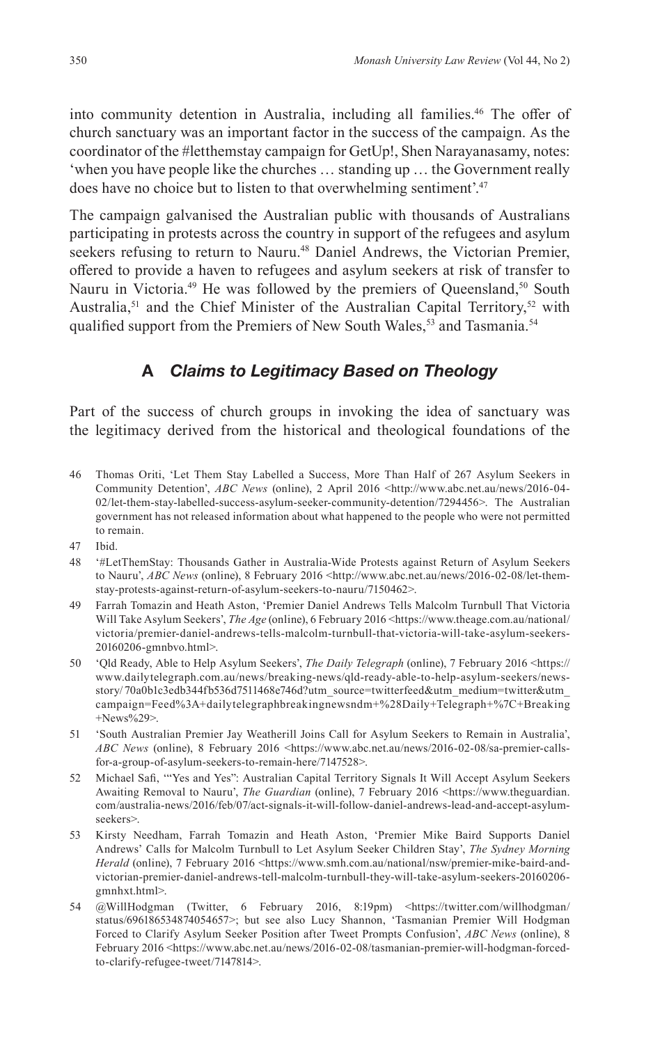into community detention in Australia, including all families.[46] The offer of church sanctuary was an important factor in the success of the campaign. As the coordinator of the #letthemstay campaign for GetUp!, Shen Narayanasamy, notes: 'when you have people like the churches … standing up … the Government really does have no choice but to listen to that overwhelming sentiment'.[47]

The campaign galvanised the Australian public with thousands of Australians participating in protests across the country in support of the refugees and asylum seekers refusing to return to Nauru.[48] Daniel Andrews, the Victorian Premier, offered to provide a haven to refugees and asylum seekers at risk of transfer to Nauru in Victoria.[49] He was followed by the premiers of Queensland,[50] South Australia,[51] and the Chief Minister of the Australian Capital Territory,[52] with qualified support from the Premiers of New South Wales,[53] and Tasmania.[54]

## A *Claims to Legitimacy Based on Theology*

Part of the success of church groups in invoking the idea of sanctuary was the legitimacy derived from the historical and theological foundations of the

46 Thomas Oriti, 'Let Them Stay Labelled a Success, More Than Half of 267 Asylum Seekers in Community Detention', *ABC News* (online), 2 April 2016 <http://www.abc.net.au/news/2016-04-02/let-them-stay-labelled-success-asylum-seeker-community-detention/7294456>. The Australian government has not released information about what happened to the people who were not permitted to remain.

47 Ibid.

48 '#LetThemStay: Thousands Gather in Australia-Wide Protests against Return of Asylum Seekers to Nauru', *ABC News* (online), 8 February 2016 <http://www.abc.net.au/news/2016-02-08/let-them-stay-protests-against-return-of-asylum-seekers-to-nauru/7150462>.

49 Farrah Tomazin and Heath Aston, 'Premier Daniel Andrews Tells Malcolm Turnbull That Victoria Will Take Asylum Seekers', *The Age* (online), 6 February 2016 <https://www.theage.com.au/national/victoria/premier-daniel-andrews-tells-malcolm-turnbull-that-victoria-will-take-asylum-seekers-20160206-gmnbvo.html>.

50 'Qld Ready, Able to Help Asylum Seekers', *The Daily Telegraph* (online), 7 February 2016 <https://www.dailytelegraph.com.au/news/breaking-news/qld-ready-able-to-help-asylum-seekers/news-story/70a0b1c3edb344fb536d7511468e746d?utm_source=twitterfeed&utm_medium=twitter&utm_campaign=Feed%3A+dailytelegraphbreakingnewsndm+%28Daily+Telegraph+%7C+Breaking+News%29>.

51 'South Australian Premier Jay Weatherill Joins Call for Asylum Seekers to Remain in Australia', *ABC News* (online), 8 February 2016 <https://www.abc.net.au/news/2016-02-08/sa-premier-calls-for-a-group-of-asylum-seekers-to-remain-here/7147528>.

52 Michael Safi, '"Yes and Yes": Australian Capital Territory Signals It Will Accept Asylum Seekers Awaiting Removal to Nauru', *The Guardian* (online), 7 February 2016 <https://www.theguardian.com/australia-news/2016/feb/07/act-signals-it-will-follow-daniel-andrews-lead-and-accept-asylum-seekers>.

53 Kirsty Needham, Farrah Tomazin and Heath Aston, 'Premier Mike Baird Supports Daniel Andrews' Calls for Malcolm Turnbull to Let Asylum Seeker Children Stay', *The Sydney Morning Herald* (online), 7 February 2016 <https://www.smh.com.au/national/nsw/premier-mike-baird-and-victorian-premier-daniel-andrews-tell-malcolm-turnbull-they-will-take-asylum-seekers-20160206-gmnhxt.html>.

54 @WillHodgman (Twitter, 6 February 2016, 8:19pm) <https://twitter.com/willhodgman/status/696186534874054657>; but see also Lucy Shannon, 'Tasmanian Premier Will Hodgman Forced to Clarify Asylum Seeker Position after Tweet Prompts Confusion', *ABC News* (online), 8 February 2016 <https://www.abc.net.au/news/2016-02-08/tasmanian-premier-will-hodgman-forced-to-clarify-refugee-tweet/7147814>.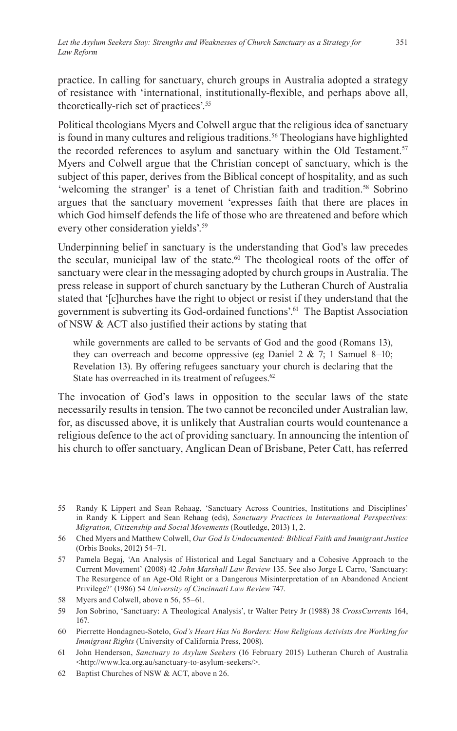practice. In calling for sanctuary, church groups in Australia adopted a strategy of resistance with 'international, institutionally-flexible, and perhaps above all, theoretically-rich set of practices'.[55]

Political theologians Myers and Colwell argue that the religious idea of sanctuary is found in many cultures and religious traditions.[56] Theologians have highlighted the recorded references to asylum and sanctuary within the Old Testament.[57] Myers and Colwell argue that the Christian concept of sanctuary, which is the subject of this paper, derives from the Biblical concept of hospitality, and as such 'welcoming the stranger' is a tenet of Christian faith and tradition.[58] Sobrino argues that the sanctuary movement 'expresses faith that there are places in which God himself defends the life of those who are threatened and before which every other consideration yields'.[59]

Underpinning belief in sanctuary is the understanding that God's law precedes the secular, municipal law of the state.[60] The theological roots of the offer of sanctuary were clear in the messaging adopted by church groups in Australia. The press release in support of church sanctuary by the Lutheran Church of Australia stated that '[c]hurches have the right to object or resist if they understand that the government is subverting its God-ordained functions'.[61] The Baptist Association of NSW & ACT also justified their actions by stating that

> while governments are called to be servants of God and the good (Romans 13), they can overreach and become oppressive (eg Daniel 2 & 7; 1 Samuel 8–10; Revelation 13). By offering refugees sanctuary your church is declaring that the State has overreached in its treatment of refugees.[62]

The invocation of God's laws in opposition to the secular laws of the state necessarily results in tension. The two cannot be reconciled under Australian law, for, as discussed above, it is unlikely that Australian courts would countenance a religious defence to the act of providing sanctuary. In announcing the intention of his church to offer sanctuary, Anglican Dean of Brisbane, Peter Catt, has referred

---

55 Randy K Lippert and Sean Rehaag, 'Sanctuary Across Countries, Institutions and Disciplines' in Randy K Lippert and Sean Rehaag (eds), *Sanctuary Practices in International Perspectives: Migration, Citizenship and Social Movements* (Routledge, 2013) 1, 2.

56 Ched Myers and Matthew Colwell, *Our God Is Undocumented: Biblical Faith and Immigrant Justice* (Orbis Books, 2012) 54–71.

57 Pamela Begaj, 'An Analysis of Historical and Legal Sanctuary and a Cohesive Approach to the Current Movement' (2008) 42 *John Marshall Law Review* 135. See also Jorge L Carro, 'Sanctuary: The Resurgence of an Age-Old Right or a Dangerous Misinterpretation of an Abandoned Ancient Privilege?' (1986) 54 *University of Cincinnati Law Review* 747.

58 Myers and Colwell, above n 56, 55–61.

59 Jon Sobrino, 'Sanctuary: A Theological Analysis', tr Walter Petry Jr (1988) 38 *CrossCurrents* 164, 167.

60 Pierrette Hondagneu-Sotelo, *God's Heart Has No Borders: How Religious Activists Are Working for Immigrant Rights* (University of California Press, 2008).

61 John Henderson, *Sanctuary to Asylum Seekers* (16 February 2015) Lutheran Church of Australia <http://www.lca.org.au/sanctuary-to-asylum-seekers/>.

62 Baptist Churches of NSW & ACT, above n 26.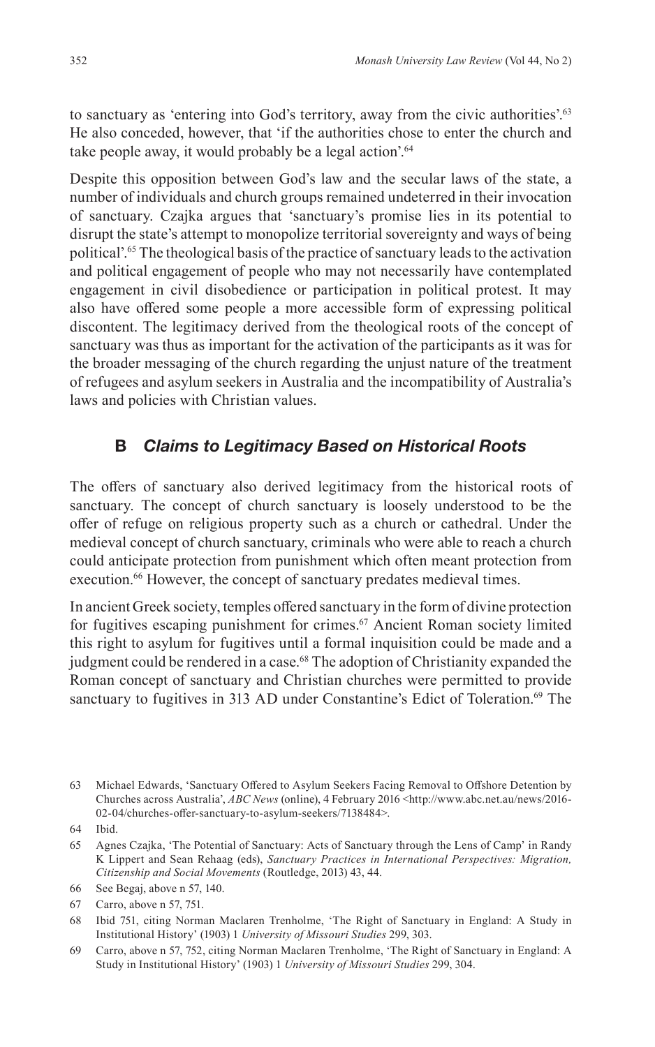to sanctuary as 'entering into God's territory, away from the civic authorities'.[63] He also conceded, however, that 'if the authorities chose to enter the church and take people away, it would probably be a legal action'.[64]

Despite this opposition between God's law and the secular laws of the state, a number of individuals and church groups remained undeterred in their invocation of sanctuary. Czajka argues that 'sanctuary's promise lies in its potential to disrupt the state's attempt to monopolize territorial sovereignty and ways of being political'.[65] The theological basis of the practice of sanctuary leads to the activation and political engagement of people who may not necessarily have contemplated engagement in civil disobedience or participation in political protest. It may also have offered some people a more accessible form of expressing political discontent. The legitimacy derived from the theological roots of the concept of sanctuary was thus as important for the activation of the participants as it was for the broader messaging of the church regarding the unjust nature of the treatment of refugees and asylum seekers in Australia and the incompatibility of Australia's laws and policies with Christian values.

### B *Claims to Legitimacy Based on Historical Roots*

The offers of sanctuary also derived legitimacy from the historical roots of sanctuary. The concept of church sanctuary is loosely understood to be the offer of refuge on religious property such as a church or cathedral. Under the medieval concept of church sanctuary, criminals who were able to reach a church could anticipate protection from punishment which often meant protection from execution.[66] However, the concept of sanctuary predates medieval times.

In ancient Greek society, temples offered sanctuary in the form of divine protection for fugitives escaping punishment for crimes.[67] Ancient Roman society limited this right to asylum for fugitives until a formal inquisition could be made and a judgment could be rendered in a case.[68] The adoption of Christianity expanded the Roman concept of sanctuary and Christian churches were permitted to provide sanctuary to fugitives in 313 AD under Constantine's Edict of Toleration.[69] The

---

63 Michael Edwards, 'Sanctuary Offered to Asylum Seekers Facing Removal to Offshore Detention by Churches across Australia', *ABC News* (online), 4 February 2016 <http://www.abc.net.au/news/2016-02-04/churches-offer-sanctuary-to-asylum-seekers/7138484>.

64 Ibid.

65 Agnes Czajka, 'The Potential of Sanctuary: Acts of Sanctuary through the Lens of Camp' in Randy K Lippert and Sean Rehaag (eds), *Sanctuary Practices in International Perspectives: Migration, Citizenship and Social Movements* (Routledge, 2013) 43, 44.

66 See Begaj, above n 57, 140.

67 Carro, above n 57, 751.

68 Ibid 751, citing Norman Maclaren Trenholme, 'The Right of Sanctuary in England: A Study in Institutional History' (1903) 1 *University of Missouri Studies* 299, 303.

69 Carro, above n 57, 752, citing Norman Maclaren Trenholme, 'The Right of Sanctuary in England: A Study in Institutional History' (1903) 1 *University of Missouri Studies* 299, 304.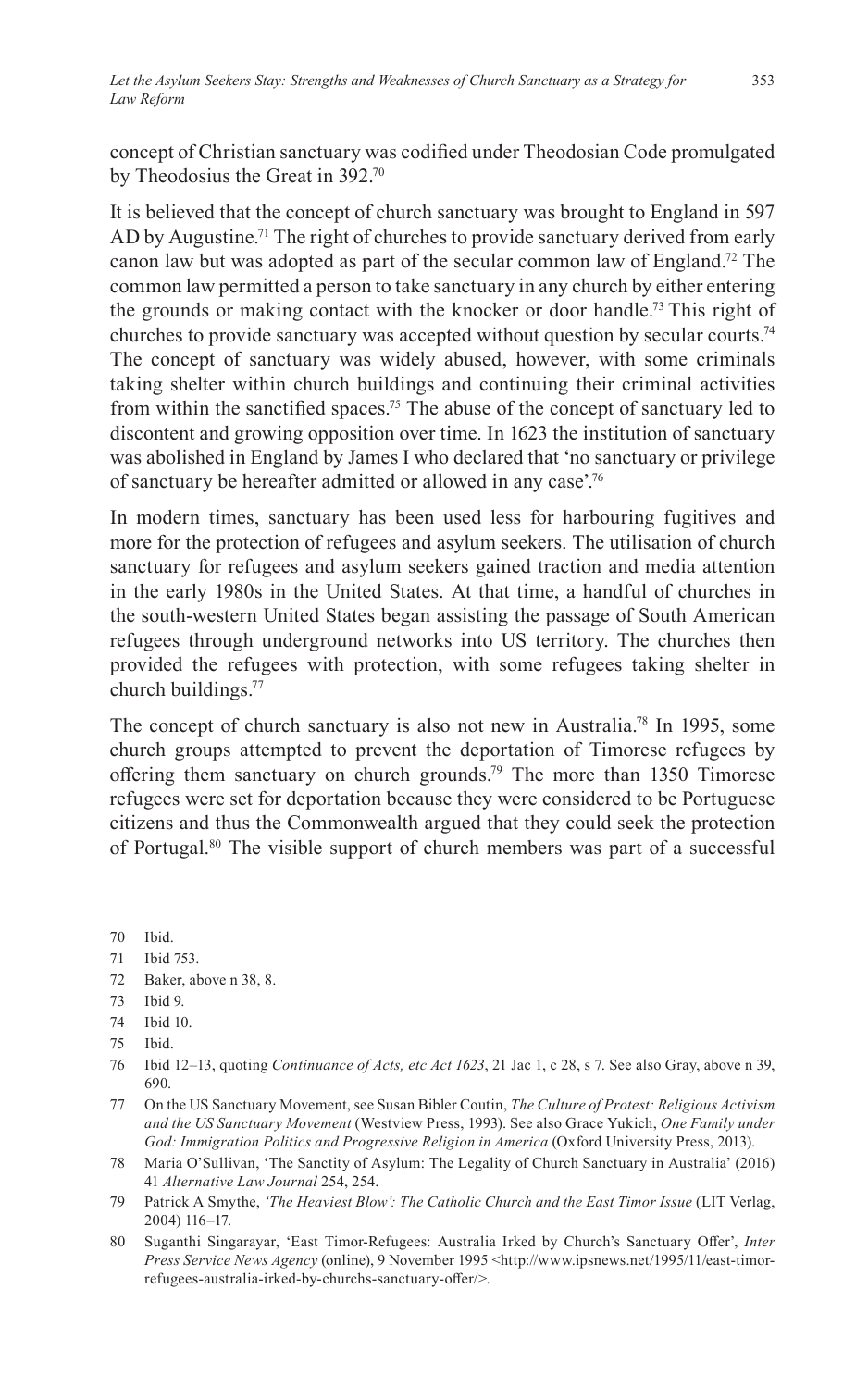concept of Christian sanctuary was codified under Theodosian Code promulgated by Theodosius the Great in 392.[70]

It is believed that the concept of church sanctuary was brought to England in 597 AD by Augustine.[71] The right of churches to provide sanctuary derived from early canon law but was adopted as part of the secular common law of England.[72] The common law permitted a person to take sanctuary in any church by either entering the grounds or making contact with the knocker or door handle.[73] This right of churches to provide sanctuary was accepted without question by secular courts.[74] The concept of sanctuary was widely abused, however, with some criminals taking shelter within church buildings and continuing their criminal activities from within the sanctified spaces.[75] The abuse of the concept of sanctuary led to discontent and growing opposition over time. In 1623 the institution of sanctuary was abolished in England by James I who declared that 'no sanctuary or privilege of sanctuary be hereafter admitted or allowed in any case'.[76]

In modern times, sanctuary has been used less for harbouring fugitives and more for the protection of refugees and asylum seekers. The utilisation of church sanctuary for refugees and asylum seekers gained traction and media attention in the early 1980s in the United States. At that time, a handful of churches in the south-western United States began assisting the passage of South American refugees through underground networks into US territory. The churches then provided the refugees with protection, with some refugees taking shelter in church buildings.[77]

The concept of church sanctuary is also not new in Australia.[78] In 1995, some church groups attempted to prevent the deportation of Timorese refugees by offering them sanctuary on church grounds.[79] The more than 1350 Timorese refugees were set for deportation because they were considered to be Portuguese citizens and thus the Commonwealth argued that they could seek the protection of Portugal.[80] The visible support of church members was part of a successful

70 Ibid.

71 Ibid 753.

72 Baker, above n 38, 8.

73 Ibid 9.

74 Ibid 10.

75 Ibid.

76 Ibid 12–13, quoting *Continuance of Acts, etc Act 1623*, 21 Jac 1, c 28, s 7. See also Gray, above n 39, 690.

77 On the US Sanctuary Movement, see Susan Bibler Coutin, *The Culture of Protest: Religious Activism and the US Sanctuary Movement* (Westview Press, 1993). See also Grace Yukich, *One Family under God: Immigration Politics and Progressive Religion in America* (Oxford University Press, 2013).

78 Maria O'Sullivan, 'The Sanctity of Asylum: The Legality of Church Sanctuary in Australia' (2016) 41 *Alternative Law Journal* 254, 254.

79 Patrick A Smythe, *'The Heaviest Blow': The Catholic Church and the East Timor Issue* (LIT Verlag, 2004) 116–17.

80 Suganthi Singarayar, 'East Timor-Refugees: Australia Irked by Church's Sanctuary Offer', *Inter Press Service News Agency* (online), 9 November 1995 <http://www.ipsnews.net/1995/11/east-timor-refugees-australia-irked-by-churchs-sanctuary-offer/>.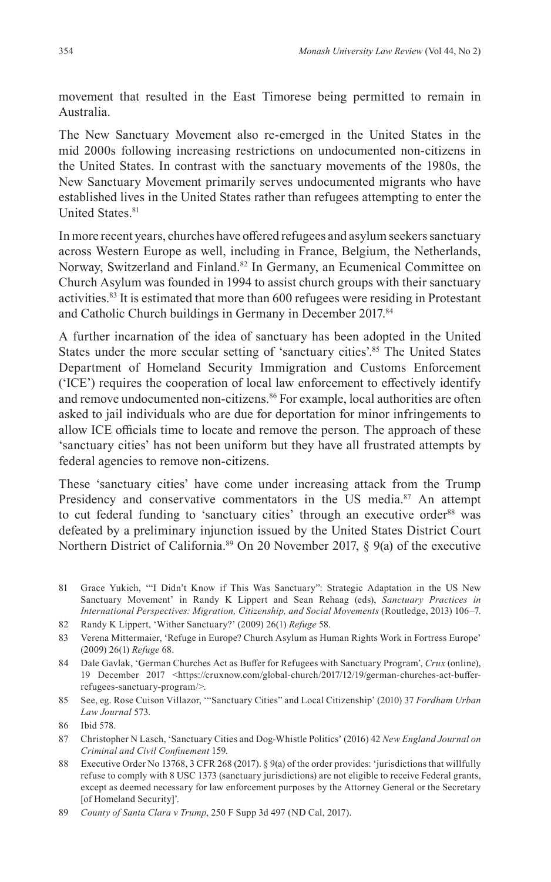movement that resulted in the East Timorese being permitted to remain in Australia.

The New Sanctuary Movement also re-emerged in the United States in the mid 2000s following increasing restrictions on undocumented non-citizens in the United States. In contrast with the sanctuary movements of the 1980s, the New Sanctuary Movement primarily serves undocumented migrants who have established lives in the United States rather than refugees attempting to enter the United States.[81]

In more recent years, churches have offered refugees and asylum seekers sanctuary across Western Europe as well, including in France, Belgium, the Netherlands, Norway, Switzerland and Finland.[82] In Germany, an Ecumenical Committee on Church Asylum was founded in 1994 to assist church groups with their sanctuary activities.[83] It is estimated that more than 600 refugees were residing in Protestant and Catholic Church buildings in Germany in December 2017.[84]

A further incarnation of the idea of sanctuary has been adopted in the United States under the more secular setting of 'sanctuary cities'.[85] The United States Department of Homeland Security Immigration and Customs Enforcement ('ICE') requires the cooperation of local law enforcement to effectively identify and remove undocumented non-citizens.[86] For example, local authorities are often asked to jail individuals who are due for deportation for minor infringements to allow ICE officials time to locate and remove the person. The approach of these 'sanctuary cities' has not been uniform but they have all frustrated attempts by federal agencies to remove non-citizens.

These 'sanctuary cities' have come under increasing attack from the Trump Presidency and conservative commentators in the US media.[87] An attempt to cut federal funding to 'sanctuary cities' through an executive order[88] was defeated by a preliminary injunction issued by the United States District Court Northern District of California.[89] On 20 November 2017, § 9(a) of the executive

81 Grace Yukich, '"I Didn't Know if This Was Sanctuary": Strategic Adaptation in the US New Sanctuary Movement' in Randy K Lippert and Sean Rehaag (eds), *Sanctuary Practices in International Perspectives: Migration, Citizenship, and Social Movements* (Routledge, 2013) 106–7.

82 Randy K Lippert, 'Wither Sanctuary?' (2009) 26(1) *Refuge* 58.

83 Verena Mittermaier, 'Refuge in Europe? Church Asylum as Human Rights Work in Fortress Europe' (2009) 26(1) *Refuge* 68.

84 Dale Gavlak, 'German Churches Act as Buffer for Refugees with Sanctuary Program', *Crux* (online), 19 December 2017 <https://cruxnow.com/global-church/2017/12/19/german-churches-act-buffer-refugees-sanctuary-program/>.

85 See, eg. Rose Cuison Villazor, '"Sanctuary Cities" and Local Citizenship' (2010) 37 *Fordham Urban Law Journal* 573.

86 Ibid 578.

87 Christopher N Lasch, 'Sanctuary Cities and Dog-Whistle Politics' (2016) 42 *New England Journal on Criminal and Civil Confinement* 159.

88 Executive Order No 13768, 3 CFR 268 (2017). § 9(a) of the order provides: 'jurisdictions that willfully refuse to comply with 8 USC 1373 (sanctuary jurisdictions) are not eligible to receive Federal grants, except as deemed necessary for law enforcement purposes by the Attorney General or the Secretary [of Homeland Security]'.

89 *County of Santa Clara v Trump*, 250 F Supp 3d 497 (ND Cal, 2017).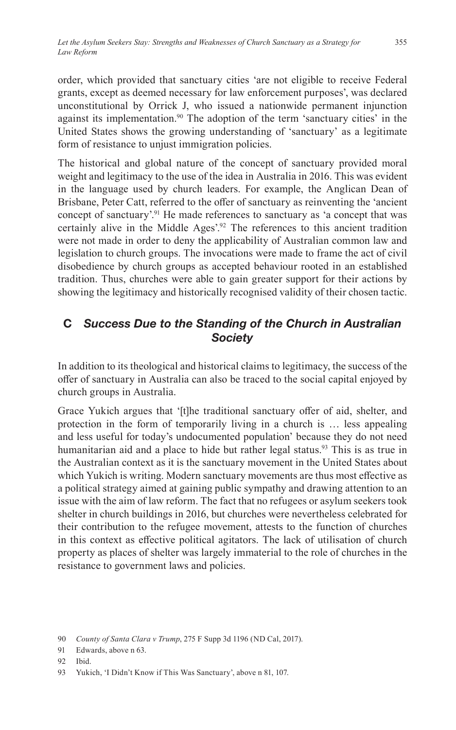order, which provided that sanctuary cities 'are not eligible to receive Federal grants, except as deemed necessary for law enforcement purposes', was declared unconstitutional by Orrick J, who issued a nationwide permanent injunction against its implementation.[90] The adoption of the term 'sanctuary cities' in the United States shows the growing understanding of 'sanctuary' as a legitimate form of resistance to unjust immigration policies.

The historical and global nature of the concept of sanctuary provided moral weight and legitimacy to the use of the idea in Australia in 2016. This was evident in the language used by church leaders. For example, the Anglican Dean of Brisbane, Peter Catt, referred to the offer of sanctuary as reinventing the 'ancient concept of sanctuary'.[91] He made references to sanctuary as 'a concept that was certainly alive in the Middle Ages'.[92] The references to this ancient tradition were not made in order to deny the applicability of Australian common law and legislation to church groups. The invocations were made to frame the act of civil disobedience by church groups as accepted behaviour rooted in an established tradition. Thus, churches were able to gain greater support for their actions by showing the legitimacy and historically recognised validity of their chosen tactic.

## C *Success Due to the Standing of the Church in Australian Society*

In addition to its theological and historical claims to legitimacy, the success of the offer of sanctuary in Australia can also be traced to the social capital enjoyed by church groups in Australia.

Grace Yukich argues that '[t]he traditional sanctuary offer of aid, shelter, and protection in the form of temporarily living in a church is … less appealing and less useful for today's undocumented population' because they do not need humanitarian aid and a place to hide but rather legal status.[93] This is as true in the Australian context as it is the sanctuary movement in the United States about which Yukich is writing. Modern sanctuary movements are thus most effective as a political strategy aimed at gaining public sympathy and drawing attention to an issue with the aim of law reform. The fact that no refugees or asylum seekers took shelter in church buildings in 2016, but churches were nevertheless celebrated for their contribution to the refugee movement, attests to the function of churches in this context as effective political agitators. The lack of utilisation of church property as places of shelter was largely immaterial to the role of churches in the resistance to government laws and policies.

90 *County of Santa Clara v Trump*, 275 F Supp 3d 1196 (ND Cal, 2017).

91 Edwards, above n 63.

92 Ibid.

93 Yukich, 'I Didn't Know if This Was Sanctuary', above n 81, 107.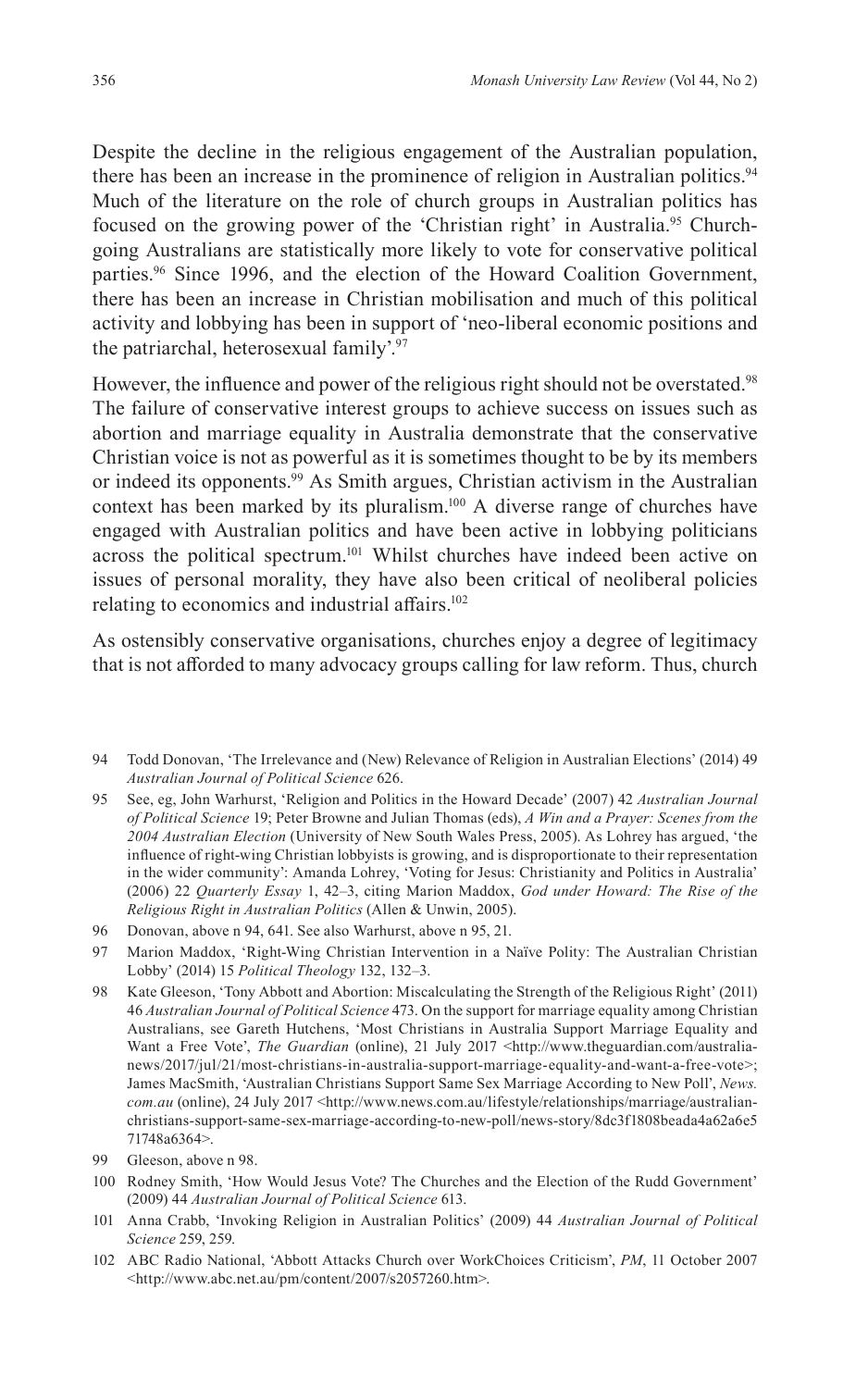Despite the decline in the religious engagement of the Australian population, there has been an increase in the prominence of religion in Australian politics.[94] Much of the literature on the role of church groups in Australian politics has focused on the growing power of the 'Christian right' in Australia.[95] Church-going Australians are statistically more likely to vote for conservative political parties.[96] Since 1996, and the election of the Howard Coalition Government, there has been an increase in Christian mobilisation and much of this political activity and lobbying has been in support of 'neo-liberal economic positions and the patriarchal, heterosexual family'.[97]

However, the influence and power of the religious right should not be overstated.[98] The failure of conservative interest groups to achieve success on issues such as abortion and marriage equality in Australia demonstrate that the conservative Christian voice is not as powerful as it is sometimes thought to be by its members or indeed its opponents.[99] As Smith argues, Christian activism in the Australian context has been marked by its pluralism.[100] A diverse range of churches have engaged with Australian politics and have been active in lobbying politicians across the political spectrum.[101] Whilst churches have indeed been active on issues of personal morality, they have also been critical of neoliberal policies relating to economics and industrial affairs.[102]

As ostensibly conservative organisations, churches enjoy a degree of legitimacy that is not afforded to many advocacy groups calling for law reform. Thus, church

---

94 Todd Donovan, 'The Irrelevance and (New) Relevance of Religion in Australian Elections' (2014) 49 *Australian Journal of Political Science* 626.

95 See, eg, John Warhurst, 'Religion and Politics in the Howard Decade' (2007) 42 *Australian Journal of Political Science* 19; Peter Browne and Julian Thomas (eds), *A Win and a Prayer: Scenes from the 2004 Australian Election* (University of New South Wales Press, 2005). As Lohrey has argued, 'the influence of right-wing Christian lobbyists is growing, and is disproportionate to their representation in the wider community': Amanda Lohrey, 'Voting for Jesus: Christianity and Politics in Australia' (2006) 22 *Quarterly Essay* 1, 42–3, citing Marion Maddox, *God under Howard: The Rise of the Religious Right in Australian Politics* (Allen & Unwin, 2005).

96 Donovan, above n 94, 641. See also Warhurst, above n 95, 21.

97 Marion Maddox, 'Right-Wing Christian Intervention in a Naïve Polity: The Australian Christian Lobby' (2014) 15 *Political Theology* 132, 132–3.

98 Kate Gleeson, 'Tony Abbott and Abortion: Miscalculating the Strength of the Religious Right' (2011) 46 *Australian Journal of Political Science* 473. On the support for marriage equality among Christian Australians, see Gareth Hutchens, 'Most Christians in Australia Support Marriage Equality and Want a Free Vote', *The Guardian* (online), 21 July 2017 <http://www.theguardian.com/australia-news/2017/jul/21/most-christians-in-australia-support-marriage-equality-and-want-a-free-vote>; James MacSmith, 'Australian Christians Support Same Sex Marriage According to New Poll', *News.com.au* (online), 24 July 2017 <http://www.news.com.au/lifestyle/relationships/marriage/australian-christians-support-same-sex-marriage-according-to-new-poll/news-story/8dc3f1808beada4a62a6e571748a6364>.

99 Gleeson, above n 98.

100 Rodney Smith, 'How Would Jesus Vote? The Churches and the Election of the Rudd Government' (2009) 44 *Australian Journal of Political Science* 613.

101 Anna Crabb, 'Invoking Religion in Australian Politics' (2009) 44 *Australian Journal of Political Science* 259, 259.

102 ABC Radio National, 'Abbott Attacks Church over WorkChoices Criticism', *PM*, 11 October 2007 <http://www.abc.net.au/pm/content/2007/s2057260.htm>.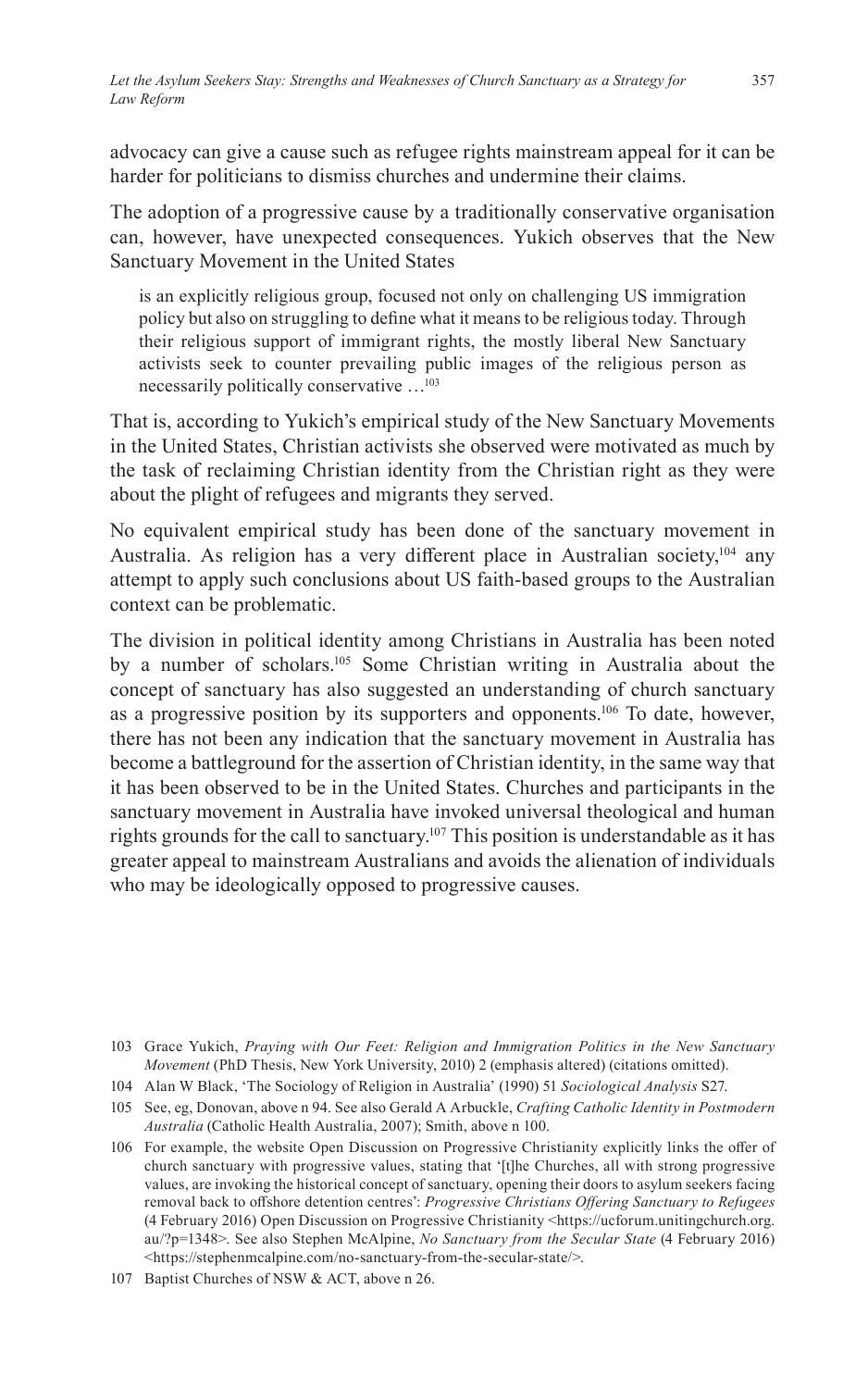advocacy can give a cause such as refugee rights mainstream appeal for it can be harder for politicians to dismiss churches and undermine their claims.

The adoption of a progressive cause by a traditionally conservative organisation can, however, have unexpected consequences. Yukich observes that the New Sanctuary Movement in the United States

> is an explicitly religious group, focused not only on challenging US immigration policy but also on struggling to define what it means to be religious today. Through their religious support of immigrant rights, the mostly liberal New Sanctuary activists seek to counter prevailing public images of the religious person as necessarily politically conservative …[103]

That is, according to Yukich's empirical study of the New Sanctuary Movements in the United States, Christian activists she observed were motivated as much by the task of reclaiming Christian identity from the Christian right as they were about the plight of refugees and migrants they served.

No equivalent empirical study has been done of the sanctuary movement in Australia. As religion has a very different place in Australian society,[104] any attempt to apply such conclusions about US faith-based groups to the Australian context can be problematic.

The division in political identity among Christians in Australia has been noted by a number of scholars.[105] Some Christian writing in Australia about the concept of sanctuary has also suggested an understanding of church sanctuary as a progressive position by its supporters and opponents.[106] To date, however, there has not been any indication that the sanctuary movement in Australia has become a battleground for the assertion of Christian identity, in the same way that it has been observed to be in the United States. Churches and participants in the sanctuary movement in Australia have invoked universal theological and human rights grounds for the call to sanctuary.[107] This position is understandable as it has greater appeal to mainstream Australians and avoids the alienation of individuals who may be ideologically opposed to progressive causes.

---

103 Grace Yukich, *Praying with Our Feet: Religion and Immigration Politics in the New Sanctuary Movement* (PhD Thesis, New York University, 2010) 2 (emphasis altered) (citations omitted).

104 Alan W Black, 'The Sociology of Religion in Australia' (1990) 51 *Sociological Analysis* S27.

105 See, eg, Donovan, above n 94. See also Gerald A Arbuckle, *Crafting Catholic Identity in Postmodern Australia* (Catholic Health Australia, 2007); Smith, above n 100.

106 For example, the website Open Discussion on Progressive Christianity explicitly links the offer of church sanctuary with progressive values, stating that '[t]he Churches, all with strong progressive values, are invoking the historical concept of sanctuary, opening their doors to asylum seekers facing removal back to offshore detention centres': *Progressive Christians Offering Sanctuary to Refugees* (4 February 2016) Open Discussion on Progressive Christianity <https://ucforum.unitingchurch.org.au/?p=1348>. See also Stephen McAlpine, *No Sanctuary from the Secular State* (4 February 2016) <https://stephenmcalpine.com/no-sanctuary-from-the-secular-state/>.

107 Baptist Churches of NSW & ACT, above n 26.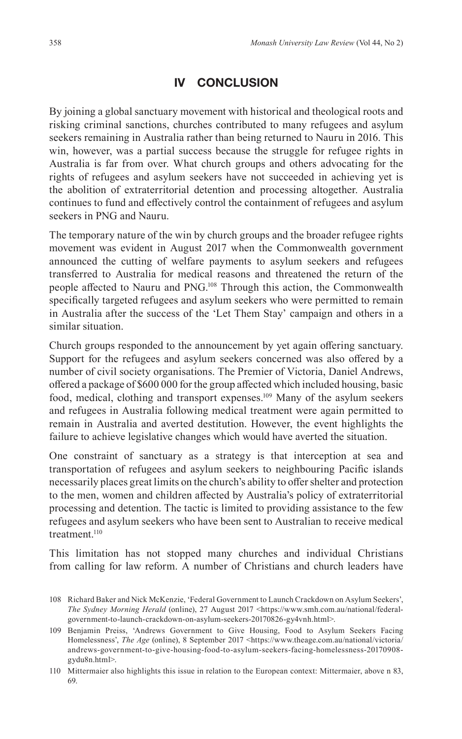## IV CONCLUSION

By joining a global sanctuary movement with historical and theological roots and risking criminal sanctions, churches contributed to many refugees and asylum seekers remaining in Australia rather than being returned to Nauru in 2016. This win, however, was a partial success because the struggle for refugee rights in Australia is far from over. What church groups and others advocating for the rights of refugees and asylum seekers have not succeeded in achieving yet is the abolition of extraterritorial detention and processing altogether. Australia continues to fund and effectively control the containment of refugees and asylum seekers in PNG and Nauru.

The temporary nature of the win by church groups and the broader refugee rights movement was evident in August 2017 when the Commonwealth government announced the cutting of welfare payments to asylum seekers and refugees transferred to Australia for medical reasons and threatened the return of the people affected to Nauru and PNG.[108] Through this action, the Commonwealth specifically targeted refugees and asylum seekers who were permitted to remain in Australia after the success of the 'Let Them Stay' campaign and others in a similar situation.

Church groups responded to the announcement by yet again offering sanctuary. Support for the refugees and asylum seekers concerned was also offered by a number of civil society organisations. The Premier of Victoria, Daniel Andrews, offered a package of $600 000 for the group affected which included housing, basic food, medical, clothing and transport expenses.[109] Many of the asylum seekers and refugees in Australia following medical treatment were again permitted to remain in Australia and averted destitution. However, the event highlights the failure to achieve legislative changes which would have averted the situation.

One constraint of sanctuary as a strategy is that interception at sea and transportation of refugees and asylum seekers to neighbouring Pacific islands necessarily places great limits on the church's ability to offer shelter and protection to the men, women and children affected by Australia's policy of extraterritorial processing and detention. The tactic is limited to providing assistance to the few refugees and asylum seekers who have been sent to Australian to receive medical treatment.[110]

This limitation has not stopped many churches and individual Christians from calling for law reform. A number of Christians and church leaders have

---

108 Richard Baker and Nick McKenzie, 'Federal Government to Launch Crackdown on Asylum Seekers', *The Sydney Morning Herald* (online), 27 August 2017 <https://www.smh.com.au/national/federal-government-to-launch-crackdown-on-asylum-seekers-20170826-gy4vnh.html>.

109 Benjamin Preiss, 'Andrews Government to Give Housing, Food to Asylum Seekers Facing Homelessness', *The Age* (online), 8 September 2017 <https://www.theage.com.au/national/victoria/andrews-government-to-give-housing-food-to-asylum-seekers-facing-homelessness-20170908-gydu8n.html>.

110 Mittermaier also highlights this issue in relation to the European context: Mittermaier, above n 83, 69.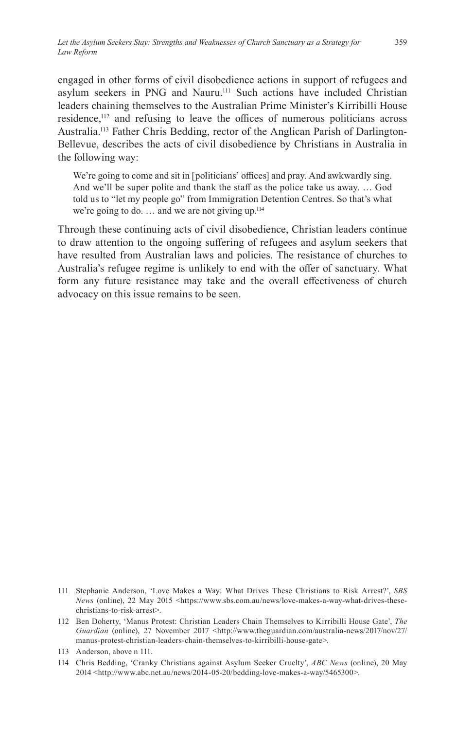engaged in other forms of civil disobedience actions in support of refugees and asylum seekers in PNG and Nauru.[111] Such actions have included Christian leaders chaining themselves to the Australian Prime Minister's Kirribilli House residence,[112] and refusing to leave the offices of numerous politicians across Australia.[113] Father Chris Bedding, rector of the Anglican Parish of Darlington-Bellevue, describes the acts of civil disobedience by Christians in Australia in the following way:

> We're going to come and sit in [politicians' offices] and pray. And awkwardly sing. And we'll be super polite and thank the staff as the police take us away. … God told us to "let my people go" from Immigration Detention Centres. So that's what we're going to do. … and we are not giving up.[114]

Through these continuing acts of civil disobedience, Christian leaders continue to draw attention to the ongoing suffering of refugees and asylum seekers that have resulted from Australian laws and policies. The resistance of churches to Australia's refugee regime is unlikely to end with the offer of sanctuary. What form any future resistance may take and the overall effectiveness of church advocacy on this issue remains to be seen.

---

111 Stephanie Anderson, 'Love Makes a Way: What Drives These Christians to Risk Arrest?', *SBS News* (online), 22 May 2015 <https://www.sbs.com.au/news/love-makes-a-way-what-drives-these-christians-to-risk-arrest>.

112 Ben Doherty, 'Manus Protest: Christian Leaders Chain Themselves to Kirribilli House Gate', *The Guardian* (online), 27 November 2017 <http://www.theguardian.com/australia-news/2017/nov/27/manus-protest-christian-leaders-chain-themselves-to-kirribilli-house-gate>.

113 Anderson, above n 111.

114 Chris Bedding, 'Cranky Christians against Asylum Seeker Cruelty', *ABC News* (online), 20 May 2014 <http://www.abc.net.au/news/2014-05-20/bedding-love-makes-a-way/5465300>.